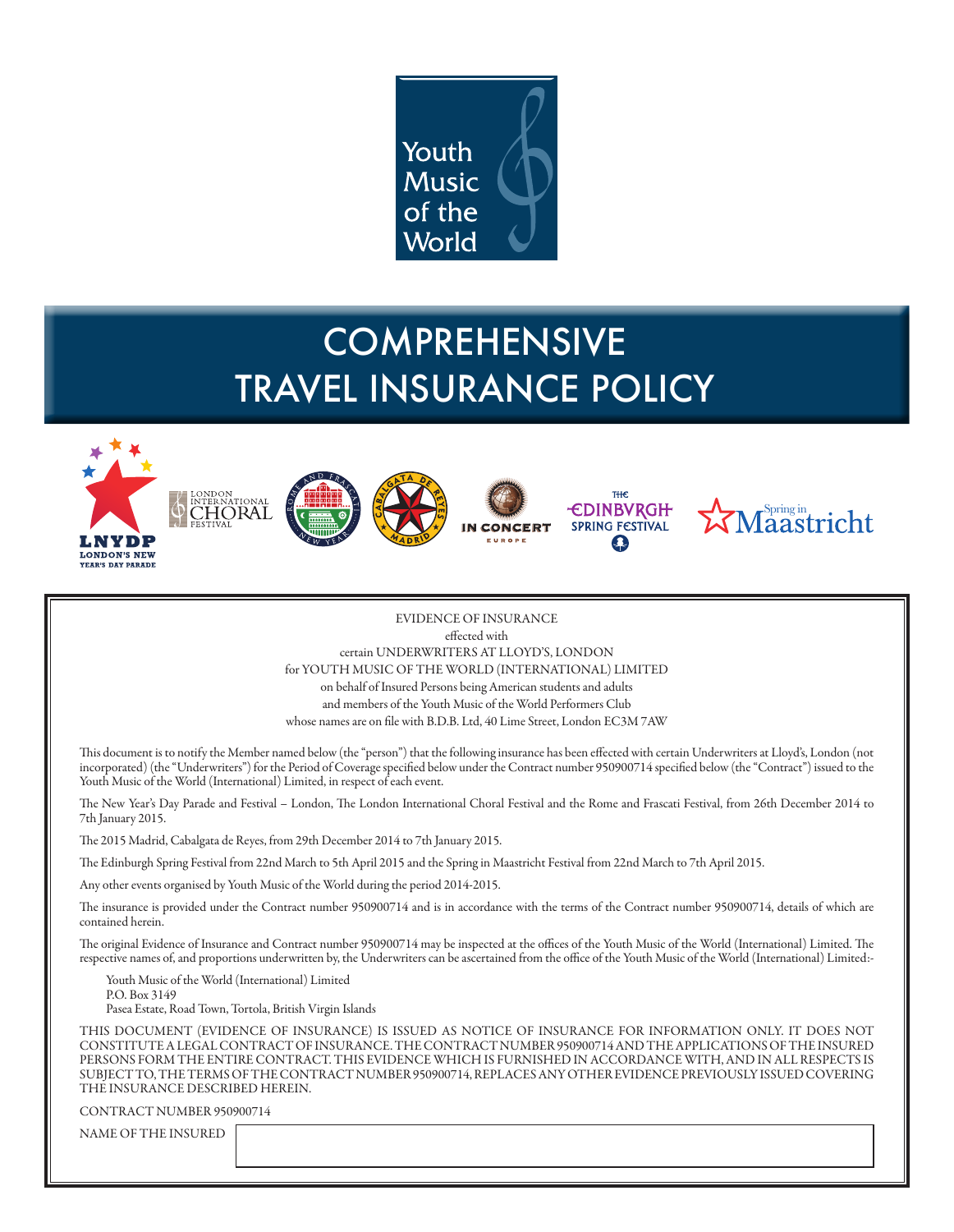Youth Music of the World

# COMPREHENSIVE TRAVEL INSURANCE POLICY

LNYDP LONDON'S NEW YEAR'S DAY PARADE | LONDON INTERNATIONAL CHORAL FESTIVAL | ROME AND FRASCATI NEW YEAR | CABALGATA DE REYES MADRID | IN CONCERT EUROPE | THE EDINBURGH SPRING FESTIVAL | Spring in Maastricht

EVIDENCE OF INSURANCE
effected with
certain UNDERWRITERS AT LLOYD'S, LONDON
for YOUTH MUSIC OF THE WORLD (INTERNATIONAL) LIMITED
on behalf of Insured Persons being American students and adults
and members of the Youth Music of the World Performers Club
whose names are on file with B.D.B. Ltd, 40 Lime Street, London EC3M 7AW

This document is to notify the Member named below (the "person") that the following insurance has been effected with certain Underwriters at Lloyd's, London (not incorporated) (the "Underwriters") for the Period of Coverage specified below under the Contract number 950900714 specified below (the "Contract") issued to the Youth Music of the World (International) Limited, in respect of each event.

The New Year's Day Parade and Festival – London, The London International Choral Festival and the Rome and Frascati Festival, from 26th December 2014 to 7th January 2015.

The 2015 Madrid, Cabalgata de Reyes, from 29th December 2014 to 7th January 2015.

The Edinburgh Spring Festival from 22nd March to 5th April 2015 and the Spring in Maastricht Festival from 22nd March to 7th April 2015.

Any other events organised by Youth Music of the World during the period 2014-2015.

The insurance is provided under the Contract number 950900714 and is in accordance with the terms of the Contract number 950900714, details of which are contained herein.

The original Evidence of Insurance and Contract number 950900714 may be inspected at the offices of the Youth Music of the World (International) Limited. The respective names of, and proportions underwritten by, the Underwriters can be ascertained from the office of the Youth Music of the World (International) Limited:-

Youth Music of the World (International) Limited
P.O. Box 3149
Pasea Estate, Road Town, Tortola, British Virgin Islands

THIS DOCUMENT (EVIDENCE OF INSURANCE) IS ISSUED AS NOTICE OF INSURANCE FOR INFORMATION ONLY. IT DOES NOT CONSTITUTE A LEGAL CONTRACT OF INSURANCE. THE CONTRACT NUMBER 950900714 AND THE APPLICATIONS OF THE INSURED PERSONS FORM THE ENTIRE CONTRACT. THIS EVIDENCE WHICH IS FURNISHED IN ACCORDANCE WITH, AND IN ALL RESPECTS IS SUBJECT TO, THE TERMS OF THE CONTRACT NUMBER 950900714, REPLACES ANY OTHER EVIDENCE PREVIOUSLY ISSUED COVERING THE INSURANCE DESCRIBED HEREIN.

CONTRACT NUMBER 950900714

NAME OF THE INSURED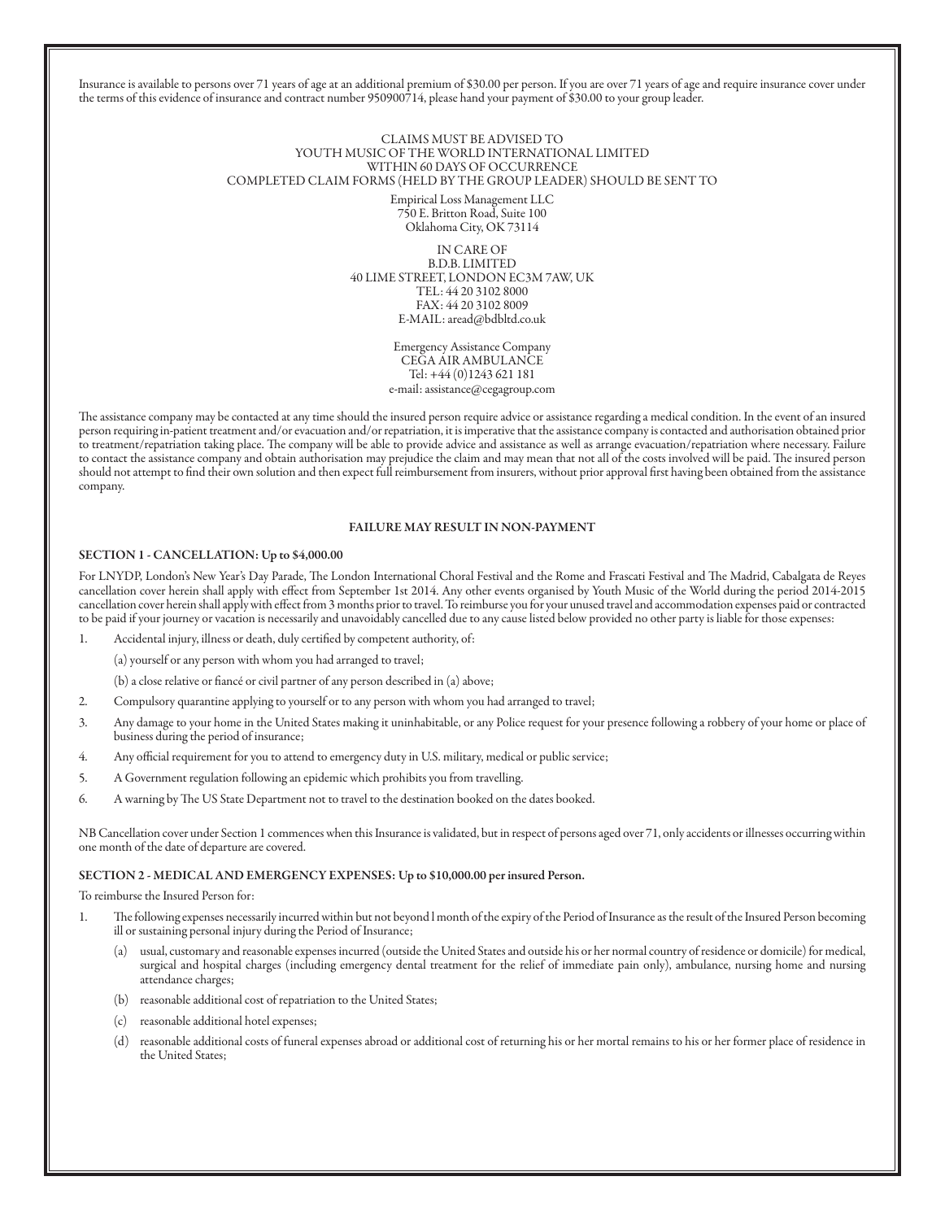Insurance is available to persons over 71 years of age at an additional premium of $30.00 per person. If you are over 71 years of age and require insurance cover under the terms of this evidence of insurance and contract number 950900714, please hand your payment of $30.00 to your group leader.

CLAIMS MUST BE ADVISED TO
YOUTH MUSIC OF THE WORLD INTERNATIONAL LIMITED
WITHIN 60 DAYS OF OCCURRENCE
COMPLETED CLAIM FORMS (HELD BY THE GROUP LEADER) SHOULD BE SENT TO

Empirical Loss Management LLC
750 E. Britton Road, Suite 100
Oklahoma City, OK 73114

IN CARE OF
B.D.B. LIMITED
40 LIME STREET, LONDON EC3M 7AW, UK
TEL: 44 20 3102 8000
FAX: 44 20 3102 8009
E-MAIL: aread@bdbltd.co.uk

Emergency Assistance Company
CEGA AIR AMBULANCE
Tel: +44 (0)1243 621 181
e-mail: assistance@cegagroup.com

The assistance company may be contacted at any time should the insured person require advice or assistance regarding a medical condition. In the event of an insured person requiring in-patient treatment and/or evacuation and/or repatriation, it is imperative that the assistance company is contacted and authorisation obtained prior to treatment/repatriation taking place. The company will be able to provide advice and assistance as well as arrange evacuation/repatriation where necessary. Failure to contact the assistance company and obtain authorisation may prejudice the claim and may mean that not all of the costs involved will be paid. The insured person should not attempt to find their own solution and then expect full reimbursement from insurers, without prior approval first having been obtained from the assistance company.

**FAILURE MAY RESULT IN NON-PAYMENT**

**SECTION 1 - CANCELLATION: Up to $4,000.00**

For LNYDP, London's New Year's Day Parade, The London International Choral Festival and the Rome and Frascati Festival and The Madrid, Cabalgata de Reyes cancellation cover herein shall apply with effect from September 1st 2014. Any other events organised by Youth Music of the World during the period 2014-2015 cancellation cover herein shall apply with effect from 3 months prior to travel. To reimburse you for your unused travel and accommodation expenses paid or contracted to be paid if your journey or vacation is necessarily and unavoidably cancelled due to any cause listed below provided no other party is liable for those expenses:

1. Accidental injury, illness or death, duly certified by competent authority, of:

   (a) yourself or any person with whom you had arranged to travel;

   (b) a close relative or fiancé or civil partner of any person described in (a) above;

2. Compulsory quarantine applying to yourself or to any person with whom you had arranged to travel;

3. Any damage to your home in the United States making it uninhabitable, or any Police request for your presence following a robbery of your home or place of business during the period of insurance;

4. Any official requirement for you to attend to emergency duty in U.S. military, medical or public service;

5. A Government regulation following an epidemic which prohibits you from travelling.

6. A warning by The US State Department not to travel to the destination booked on the dates booked.

NB Cancellation cover under Section 1 commences when this Insurance is validated, but in respect of persons aged over 71, only accidents or illnesses occurring within one month of the date of departure are covered.

**SECTION 2 - MEDICAL AND EMERGENCY EXPENSES: Up to $10,000.00 per insured Person.**

To reimburse the Insured Person for:

1. The following expenses necessarily incurred within but not beyond 1 month of the expiry of the Period of Insurance as the result of the Insured Person becoming ill or sustaining personal injury during the Period of Insurance;

   (a) usual, customary and reasonable expenses incurred (outside the United States and outside his or her normal country of residence or domicile) for medical, surgical and hospital charges (including emergency dental treatment for the relief of immediate pain only), ambulance, nursing home and nursing attendance charges;

   (b) reasonable additional cost of repatriation to the United States;

   (c) reasonable additional hotel expenses;

   (d) reasonable additional costs of funeral expenses abroad or additional cost of returning his or her mortal remains to his or her former place of residence in the United States;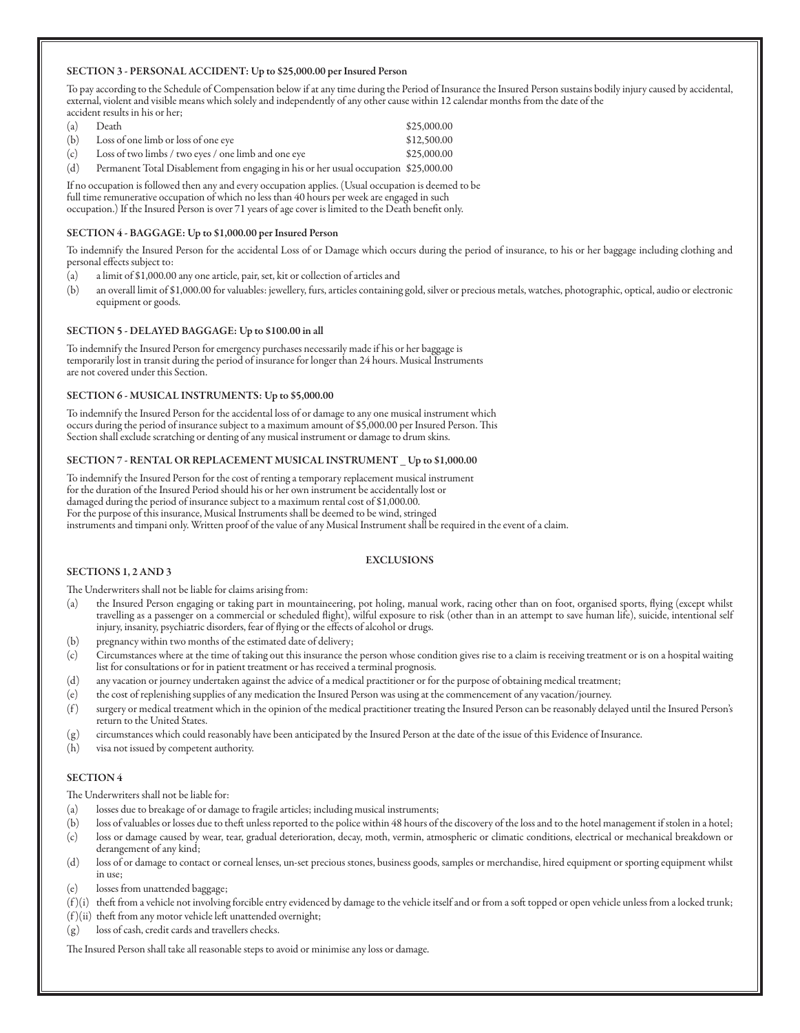### SECTION 3 - PERSONAL ACCIDENT: Up to $25,000.00 per Insured Person

To pay according to the Schedule of Compensation below if at any time during the Period of Insurance the Insured Person sustains bodily injury caused by accidental, external, violent and visible means which solely and independently of any other cause within 12 calendar months from the date of the accident results in his or her;

| | | |
|---|---|---|
| (a) | Death | $25,000.00 |
| (b) | Loss of one limb or loss of one eye | $12,500.00 |
| (c) | Loss of two limbs / two eyes / one limb and one eye | $25,000.00 |
| (d) | Permanent Total Disablement from engaging in his or her usual occupation | $25,000.00 |

If no occupation is followed then any and every occupation applies. (Usual occupation is deemed to be full time remunerative occupation of which no less than 40 hours per week are engaged in such occupation.) If the Insured Person is over 71 years of age cover is limited to the Death benefit only.

### SECTION 4 - BAGGAGE: Up to $1,000.00 per Insured Person

To indemnify the Insured Person for the accidental Loss of or Damage which occurs during the period of insurance, to his or her baggage including clothing and personal effects subject to:

(a) a limit of $1,000.00 any one article, pair, set, kit or collection of articles and

(b) an overall limit of $1,000.00 for valuables: jewellery, furs, articles containing gold, silver or precious metals, watches, photographic, optical, audio or electronic equipment or goods.

### SECTION 5 - DELAYED BAGGAGE: Up to $100.00 in all

To indemnify the Insured Person for emergency purchases necessarily made if his or her baggage is temporarily lost in transit during the period of insurance for longer than 24 hours. Musical Instruments are not covered under this Section.

### SECTION 6 - MUSICAL INSTRUMENTS: Up to $5,000.00

To indemnify the Insured Person for the accidental loss of or damage to any one musical instrument which occurs during the period of insurance subject to a maximum amount of $5,000.00 per Insured Person. This Section shall exclude scratching or denting of any musical instrument or damage to drum skins.

### SECTION 7 - RENTAL OR REPLACEMENT MUSICAL INSTRUMENT _ Up to $1,000.00

To indemnify the Insured Person for the cost of renting a temporary replacement musical instrument for the duration of the Insured Period should his or her own instrument be accidentally lost or damaged during the period of insurance subject to a maximum rental cost of $1,000.00.
For the purpose of this insurance, Musical Instruments shall be deemed to be wind, stringed instruments and timpani only. Written proof of the value of any Musical Instrument shall be required in the event of a claim.

## EXCLUSIONS

### SECTIONS 1, 2 AND 3

The Underwriters shall not be liable for claims arising from:

(a) the Insured Person engaging or taking part in mountaineering, pot holing, manual work, racing other than on foot, organised sports, flying (except whilst travelling as a passenger on a commercial or scheduled flight), wilful exposure to risk (other than in an attempt to save human life), suicide, intentional self injury, insanity, psychiatric disorders, fear of flying or the effects of alcohol or drugs.

(b) pregnancy within two months of the estimated date of delivery;

(c) Circumstances where at the time of taking out this insurance the person whose condition gives rise to a claim is receiving treatment or is on a hospital waiting list for consultations or for in patient treatment or has received a terminal prognosis.

(d) any vacation or journey undertaken against the advice of a medical practitioner or for the purpose of obtaining medical treatment;

(e) the cost of replenishing supplies of any medication the Insured Person was using at the commencement of any vacation/journey.

(f) surgery or medical treatment which in the opinion of the medical practitioner treating the Insured Person can be reasonably delayed until the Insured Person's return to the United States.

(g) circumstances which could reasonably have been anticipated by the Insured Person at the date of the issue of this Evidence of Insurance.

(h) visa not issued by competent authority.

### SECTION 4

The Underwriters shall not be liable for:

(a) losses due to breakage of or damage to fragile articles; including musical instruments;

(b) loss of valuables or losses due to theft unless reported to the police within 48 hours of the discovery of the loss and to the hotel management if stolen in a hotel;

(c) loss or damage caused by wear, tear, gradual deterioration, decay, moth, vermin, atmospheric or climatic conditions, electrical or mechanical breakdown or derangement of any kind;

(d) loss of or damage to contact or corneal lenses, un-set precious stones, business goods, samples or merchandise, hired equipment or sporting equipment whilst in use;

(e) losses from unattended baggage;

(f)(i) theft from a vehicle not involving forcible entry evidenced by damage to the vehicle itself and or from a soft topped or open vehicle unless from a locked trunk;

(f)(ii) theft from any motor vehicle left unattended overnight;

(g) loss of cash, credit cards and travellers checks.

The Insured Person shall take all reasonable steps to avoid or minimise any loss or damage.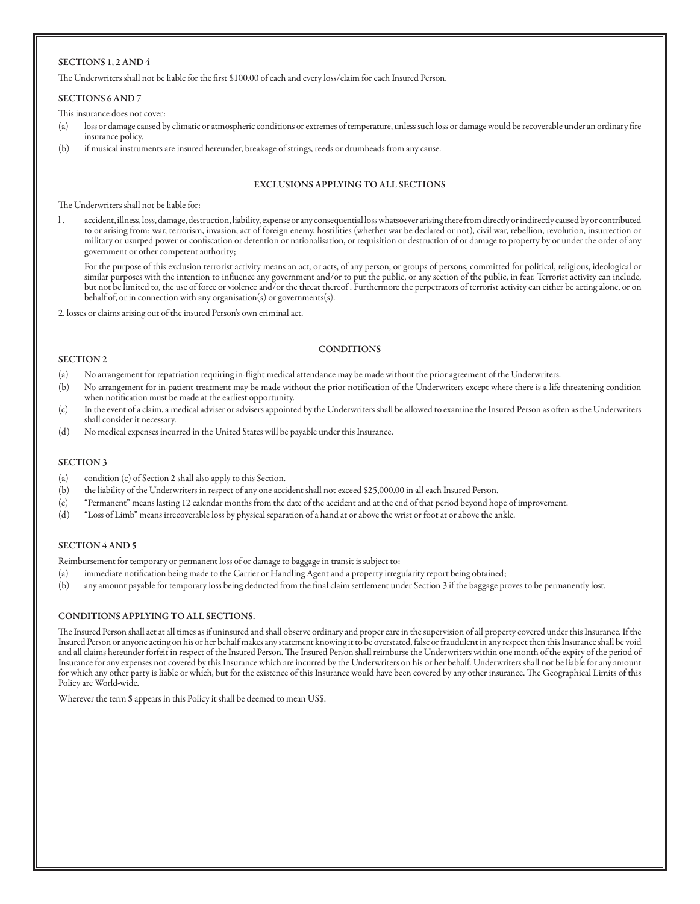### SECTIONS 1, 2 AND 4

The Underwriters shall not be liable for the first $100.00 of each and every loss/claim for each Insured Person.

### SECTIONS 6 AND 7

This insurance does not cover:

(a) loss or damage caused by climatic or atmospheric conditions or extremes of temperature, unless such loss or damage would be recoverable under an ordinary fire insurance policy.

(b) if musical instruments are insured hereunder, breakage of strings, reeds or drumheads from any cause.

## EXCLUSIONS APPLYING TO ALL SECTIONS

The Underwriters shall not be liable for:

1. accident, illness, loss, damage, destruction, liability, expense or any consequential loss whatsoever arising there from directly or indirectly caused by or contributed to or arising from: war, terrorism, invasion, act of foreign enemy, hostilities (whether war be declared or not), civil war, rebellion, revolution, insurrection or military or usurped power or confiscation or detention or nationalisation, or requisition or destruction of or damage to property by or under the order of any government or other competent authority;

   For the purpose of this exclusion terrorist activity means an act, or acts, of any person, or groups of persons, committed for political, religious, ideological or similar purposes with the intention to influence any government and/or to put the public, or any section of the public, in fear. Terrorist activity can include, but not be limited to, the use of force or violence and/or the threat thereof . Furthermore the perpetrators of terrorist activity can either be acting alone, or on behalf of, or in connection with any organisation(s) or governments(s).

2. losses or claims arising out of the insured Person's own criminal act.

## CONDITIONS

### SECTION 2

(a) No arrangement for repatriation requiring in-flight medical attendance may be made without the prior agreement of the Underwriters.

(b) No arrangement for in-patient treatment may be made without the prior notification of the Underwriters except where there is a life threatening condition when notification must be made at the earliest opportunity.

(c) In the event of a claim, a medical adviser or advisers appointed by the Underwriters shall be allowed to examine the Insured Person as often as the Underwriters shall consider it necessary.

(d) No medical expenses incurred in the United States will be payable under this Insurance.

### SECTION 3

(a) condition (c) of Section 2 shall also apply to this Section.

(b) the liability of the Underwriters in respect of any one accident shall not exceed $25,000.00 in all each Insured Person.

(c) "Permanent" means lasting 12 calendar months from the date of the accident and at the end of that period beyond hope of improvement.

(d) "Loss of Limb" means irrecoverable loss by physical separation of a hand at or above the wrist or foot at or above the ankle.

### SECTION 4 AND 5

Reimbursement for temporary or permanent loss of or damage to baggage in transit is subject to:

(a) immediate notification being made to the Carrier or Handling Agent and a property irregularity report being obtained;

(b) any amount payable for temporary loss being deducted from the final claim settlement under Section 3 if the baggage proves to be permanently lost.

### CONDITIONS APPLYING TO ALL SECTIONS.

The Insured Person shall act at all times as if uninsured and shall observe ordinary and proper care in the supervision of all property covered under this Insurance. If the Insured Person or anyone acting on his or her behalf makes any statement knowing it to be overstated, false or fraudulent in any respect then this Insurance shall be void and all claims hereunder forfeit in respect of the Insured Person. The Insured Person shall reimburse the Underwriters within one month of the expiry of the period of Insurance for any expenses not covered by this Insurance which are incurred by the Underwriters on his or her behalf. Underwriters shall not be liable for any amount for which any other party is liable or which, but for the existence of this Insurance would have been covered by any other insurance. The Geographical Limits of this Policy are World-wide.

Wherever the term $ appears in this Policy it shall be deemed to mean US$.